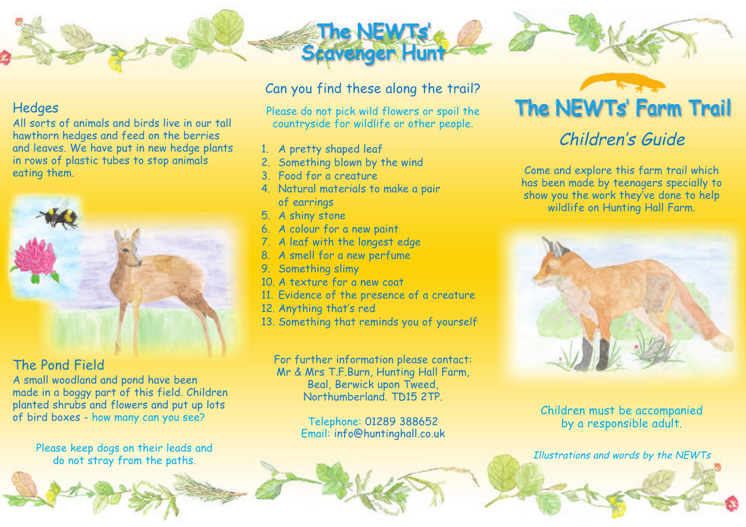## Hedges

All sorts of animals and birds live in our tall hawthorn hedges and feed on the berries and leaves. We have put in new hedge plants in rows of plastic tubes to stop animals eating them.

## The Pond Field

A small woodland and pond have been made in a boggy part of this field. Children planted shrubs and flowers and put up lots of bird boxes - how many can you see?

Please keep dogs on their leads and do not stray from the paths.

# The NEWTs' Scavenger Hunt

## Can you find these along the trail?

Please do not pick wild flowers or spoil the countryside for wildlife or other people.

1. A pretty shaped leaf
2. Something blown by the wind
3. Food for a creature
4. Natural materials to make a pair of earrings
5. A shiny stone
6. A colour for a new paint
7. A leaf with the longest edge
8. A smell for a new perfume
9. Something slimy
10. A texture for a new coat
11. Evidence of the presence of a creature
12. Anything that's red
13. Something that reminds you of yourself

For further information please contact:
Mr & Mrs T.F.Burn, Hunting Hall Farm,
Beal, Berwick upon Tweed,
Northumberland. TD15 2TP.

Telephone: 01289 388652
Email: info@huntinghall.co.uk

# The NEWTs' Farm Trail

## *Children's Guide*

Come and explore this farm trail which has been made by teenagers specially to show you the work they've done to help wildlife on Hunting Hall Farm.

Children must be accompanied by a responsible adult.

*Illustrations and words by the NEWTs*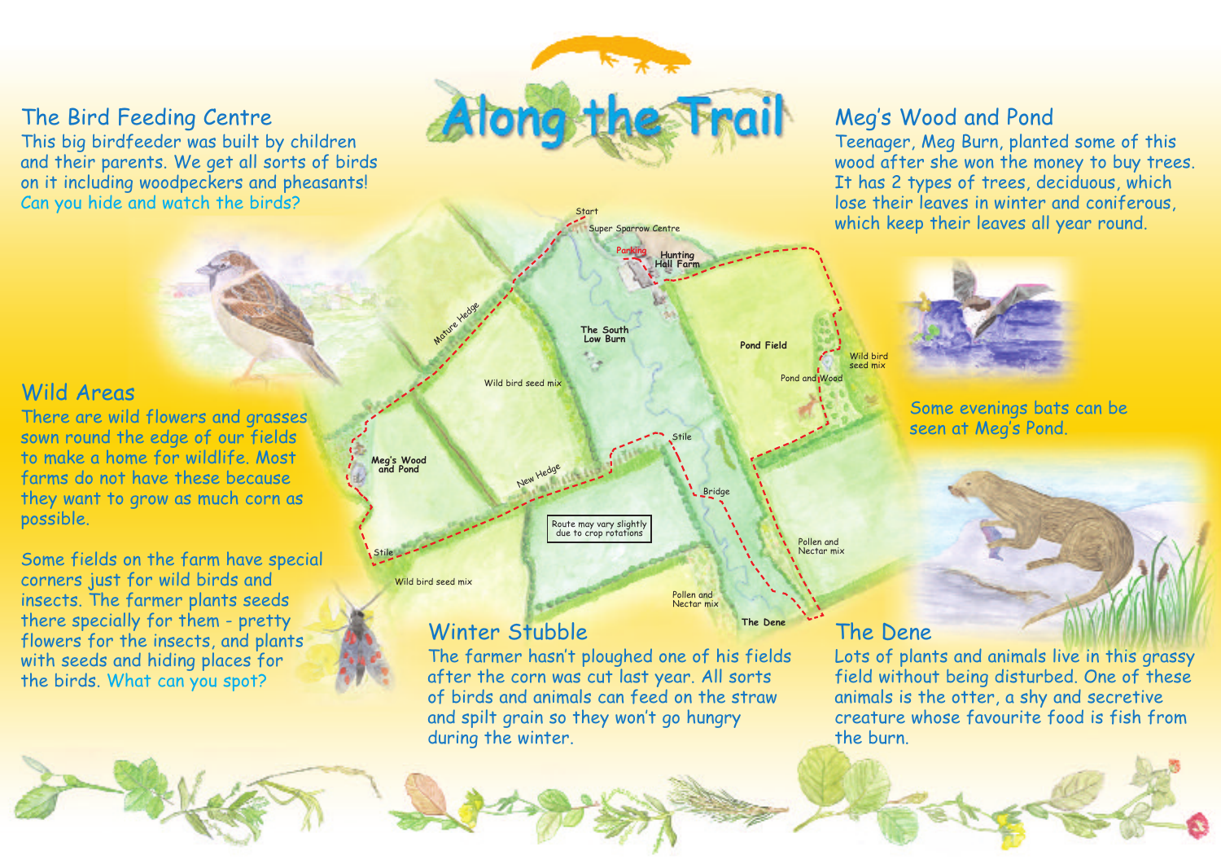# Along the Trail

## The Bird Feeding Centre

This big birdfeeder was built by children and their parents. We get all sorts of birds on it including woodpeckers and pheasants! Can you hide and watch the birds?

## Wild Areas

There are wild flowers and grasses sown round the edge of our fields to make a home for wildlife. Most farms do not have these because they want to grow as much corn as possible.

Some fields on the farm have special corners just for wild birds and insects. The farmer plants seeds there specially for them - pretty flowers for the insects, and plants with seeds and hiding places for the birds. What can you spot?

Start
Super Sparrow Centre
Parking
Hunting Hall Farm
Mature Hedge
The South Low Burn
Pond Field
Wild bird seed mix
Pond and Wood
Wild bird seed mix
Stile
Meg's Wood and Pond
New Hedge
Bridge
Route may vary slightly due to crop rotations
Pollen and Nectar mix
Stile
Wild bird seed mix
Pollen and Nectar mix
The Dene

## Winter Stubble

The farmer hasn't ploughed one of his fields after the corn was cut last year. All sorts of birds and animals can feed on the straw and spilt grain so they won't go hungry during the winter.

## Meg's Wood and Pond

Teenager, Meg Burn, planted some of this wood after she won the money to buy trees. It has 2 types of trees, deciduous, which lose their leaves in winter and coniferous, which keep their leaves all year round.

Some evenings bats can be seen at Meg's Pond.

## The Dene

Lots of plants and animals live in this grassy field without being disturbed. One of these animals is the otter, a shy and secretive creature whose favourite food is fish from the burn.